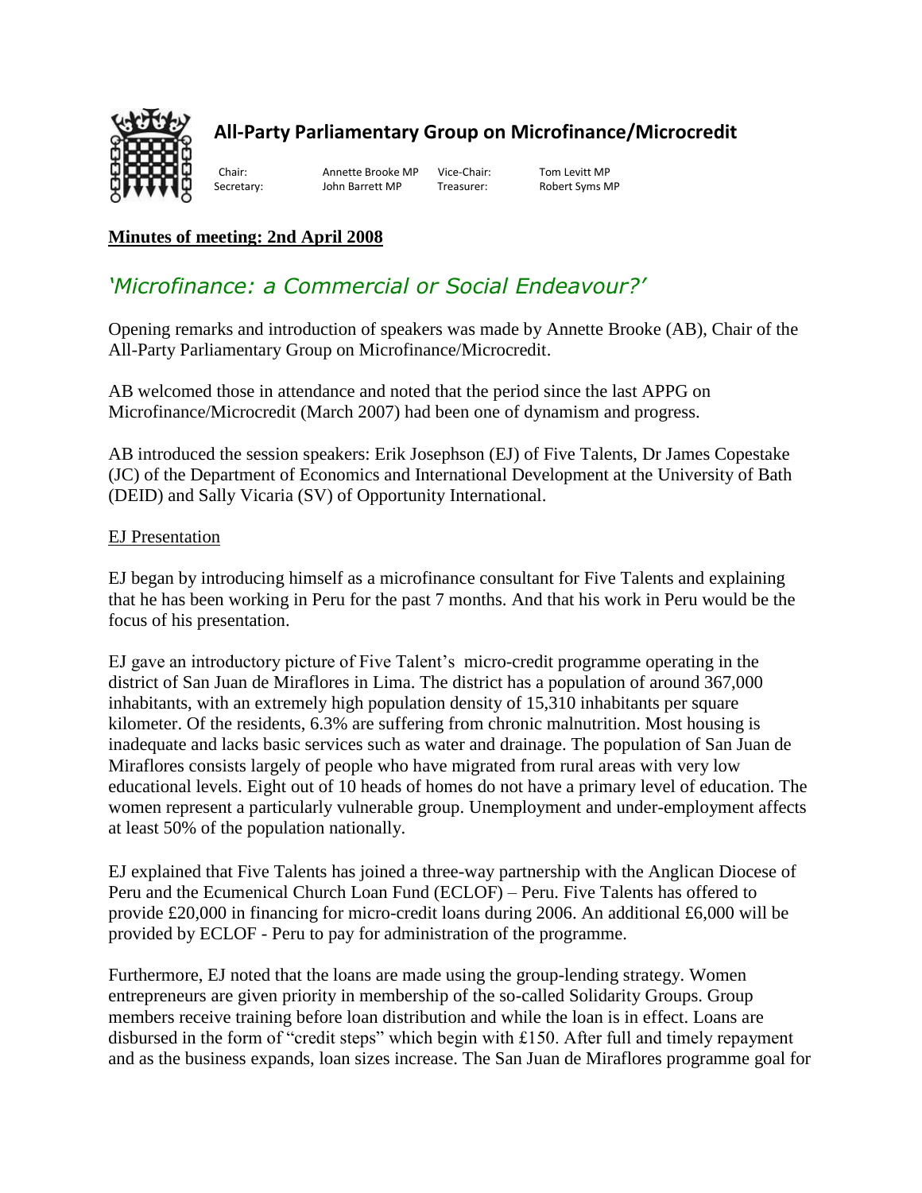## All-Party Parliamentary Group on Microfinance/Microcredit

| | | | |
|---|---|---|---|
| Chair: | Annette Brooke MP | Vice-Chair: | Tom Levitt MP |
| Secretary: | John Barrett MP | Treasurer: | Robert Syms MP |

**Minutes of meeting: 2nd April 2008**

# *'Microfinance: a Commercial or Social Endeavour?'*

Opening remarks and introduction of speakers was made by Annette Brooke (AB), Chair of the All-Party Parliamentary Group on Microfinance/Microcredit.

AB welcomed those in attendance and noted that the period since the last APPG on Microfinance/Microcredit (March 2007) had been one of dynamism and progress.

AB introduced the session speakers: Erik Josephson (EJ) of Five Talents, Dr James Copestake (JC) of the Department of Economics and International Development at the University of Bath (DEID) and Sally Vicaria (SV) of Opportunity International.

EJ Presentation

EJ began by introducing himself as a microfinance consultant for Five Talents and explaining that he has been working in Peru for the past 7 months. And that his work in Peru would be the focus of his presentation.

EJ gave an introductory picture of Five Talent's micro-credit programme operating in the district of San Juan de Miraflores in Lima. The district has a population of around 367,000 inhabitants, with an extremely high population density of 15,310 inhabitants per square kilometer. Of the residents, 6.3% are suffering from chronic malnutrition. Most housing is inadequate and lacks basic services such as water and drainage. The population of San Juan de Miraflores consists largely of people who have migrated from rural areas with very low educational levels. Eight out of 10 heads of homes do not have a primary level of education. The women represent a particularly vulnerable group. Unemployment and under-employment affects at least 50% of the population nationally.

EJ explained that Five Talents has joined a three-way partnership with the Anglican Diocese of Peru and the Ecumenical Church Loan Fund (ECLOF) – Peru. Five Talents has offered to provide £20,000 in financing for micro-credit loans during 2006. An additional £6,000 will be provided by ECLOF - Peru to pay for administration of the programme.

Furthermore, EJ noted that the loans are made using the group-lending strategy. Women entrepreneurs are given priority in membership of the so-called Solidarity Groups. Group members receive training before loan distribution and while the loan is in effect. Loans are disbursed in the form of "credit steps" which begin with £150. After full and timely repayment and as the business expands, loan sizes increase. The San Juan de Miraflores programme goal for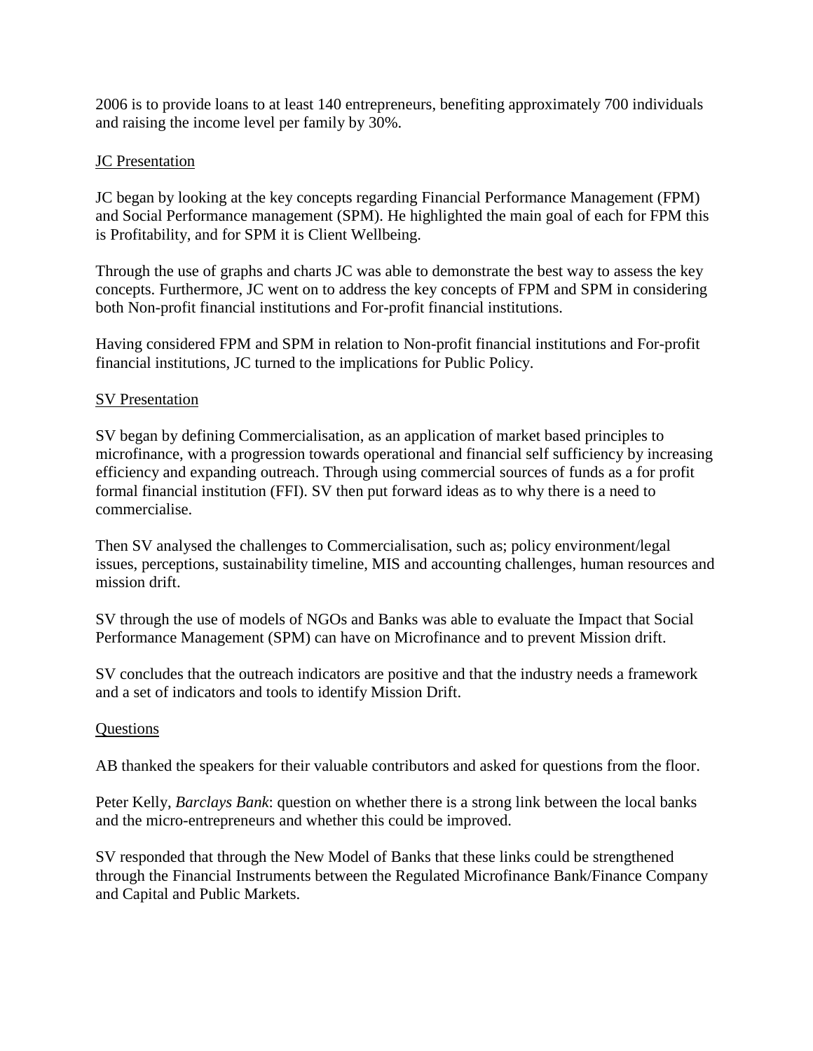2006 is to provide loans to at least 140 entrepreneurs, benefiting approximately 700 individuals and raising the income level per family by 30%.

<u>JC Presentation</u>

JC began by looking at the key concepts regarding Financial Performance Management (FPM) and Social Performance management (SPM). He highlighted the main goal of each for FPM this is Profitability, and for SPM it is Client Wellbeing.

Through the use of graphs and charts JC was able to demonstrate the best way to assess the key concepts. Furthermore, JC went on to address the key concepts of FPM and SPM in considering both Non-profit financial institutions and For-profit financial institutions.

Having considered FPM and SPM in relation to Non-profit financial institutions and For-profit financial institutions, JC turned to the implications for Public Policy.

<u>SV Presentation</u>

SV began by defining Commercialisation, as an application of market based principles to microfinance, with a progression towards operational and financial self sufficiency by increasing efficiency and expanding outreach. Through using commercial sources of funds as a for profit formal financial institution (FFI). SV then put forward ideas as to why there is a need to commercialise.

Then SV analysed the challenges to Commercialisation, such as; policy environment/legal issues, perceptions, sustainability timeline, MIS and accounting challenges, human resources and mission drift.

SV through the use of models of NGOs and Banks was able to evaluate the Impact that Social Performance Management (SPM) can have on Microfinance and to prevent Mission drift.

SV concludes that the outreach indicators are positive and that the industry needs a framework and a set of indicators and tools to identify Mission Drift.

<u>Questions</u>

AB thanked the speakers for their valuable contributors and asked for questions from the floor.

Peter Kelly, *Barclays Bank*: question on whether there is a strong link between the local banks and the micro-entrepreneurs and whether this could be improved.

SV responded that through the New Model of Banks that these links could be strengthened through the Financial Instruments between the Regulated Microfinance Bank/Finance Company and Capital and Public Markets.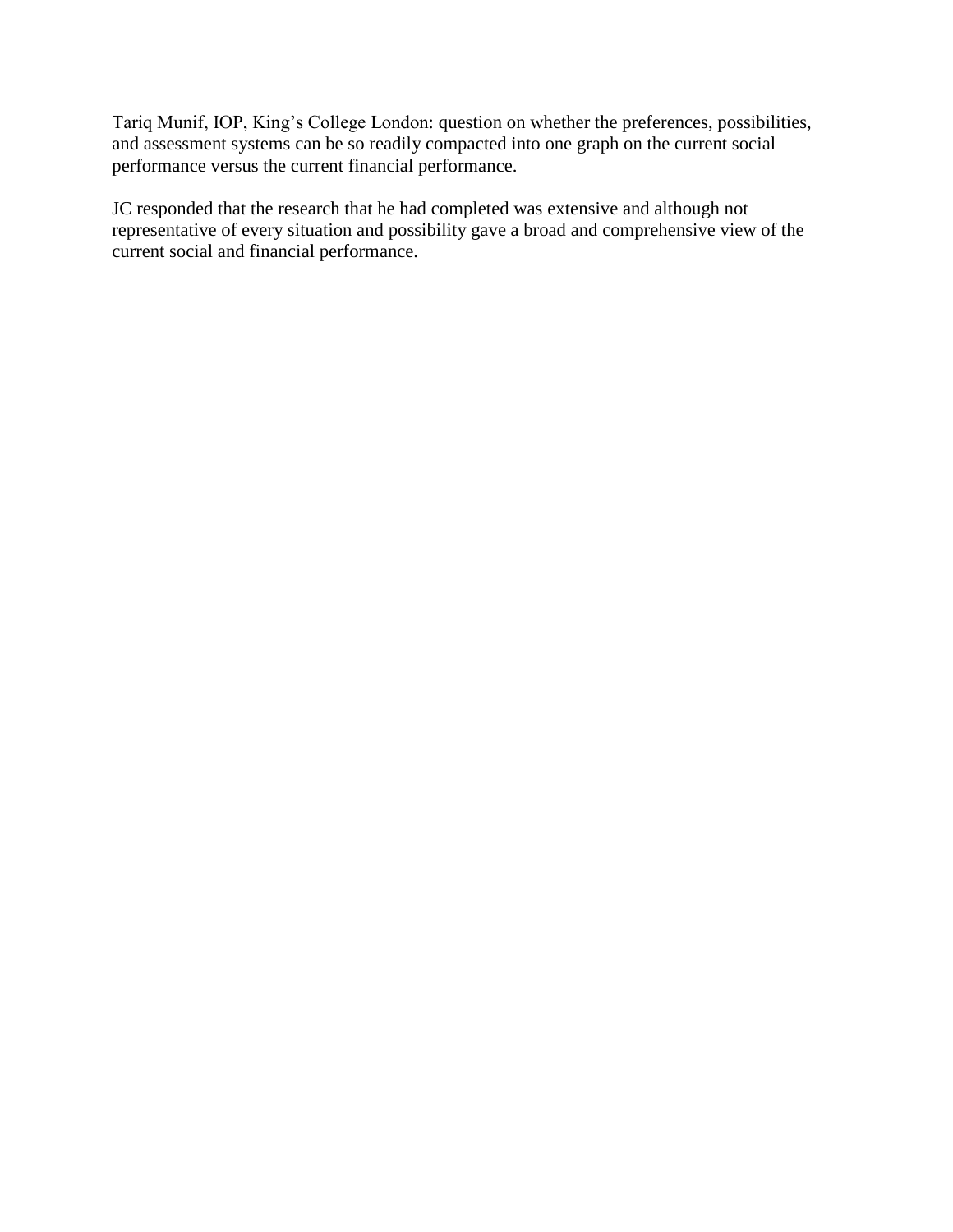Tariq Munif, IOP, King's College London: question on whether the preferences, possibilities, and assessment systems can be so readily compacted into one graph on the current social performance versus the current financial performance.

JC responded that the research that he had completed was extensive and although not representative of every situation and possibility gave a broad and comprehensive view of the current social and financial performance.